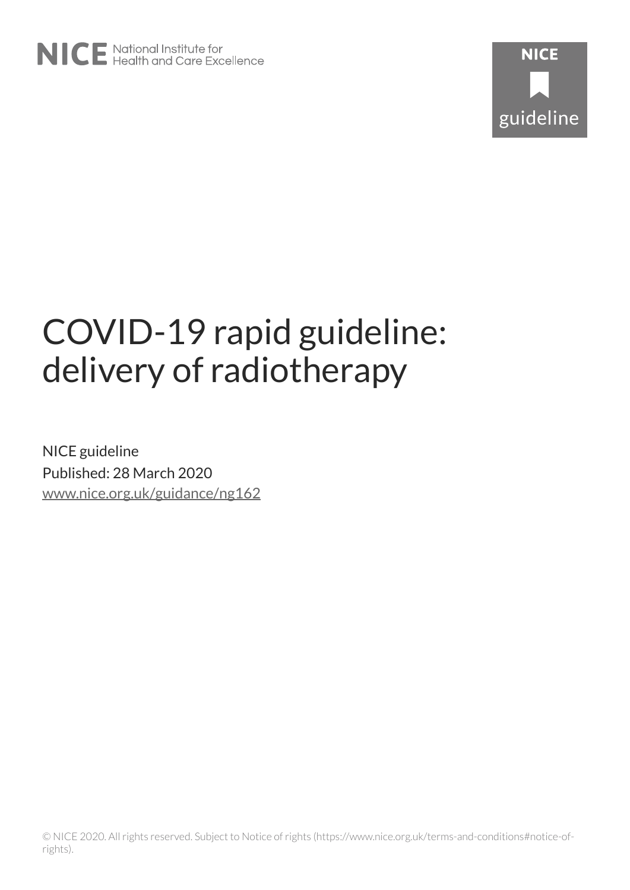NICE National Institute for Health and Care Excellence

NICE guideline

# COVID-19 rapid guideline: delivery of radiotherapy

NICE guideline

Published: 28 March 2020

www.nice.org.uk/guidance/ng162

© NICE 2020. All rights reserved. Subject to Notice of rights (https://www.nice.org.uk/terms-and-conditions#notice-of-rights).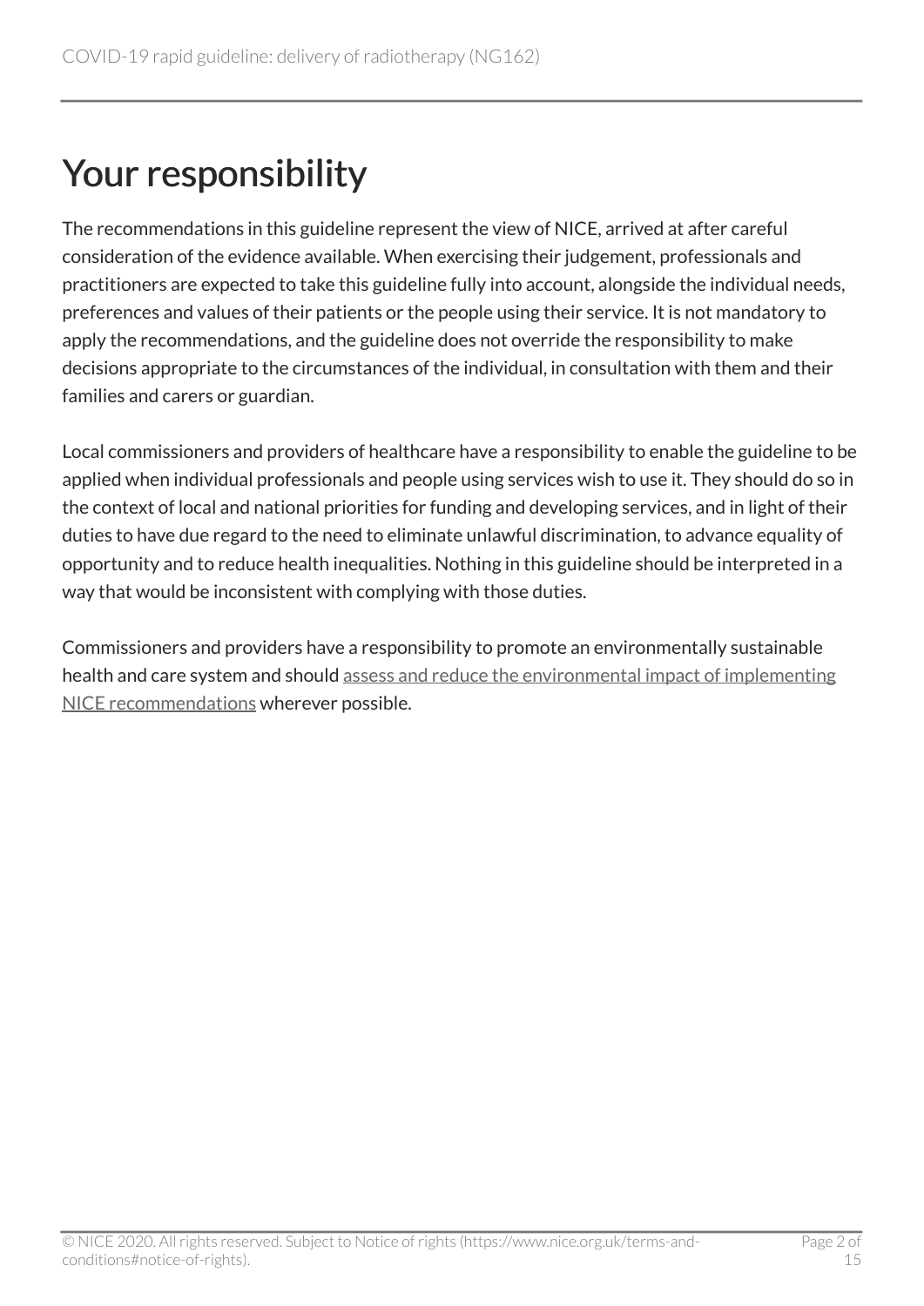# Your responsibility

The recommendations in this guideline represent the view of NICE, arrived at after careful consideration of the evidence available. When exercising their judgement, professionals and practitioners are expected to take this guideline fully into account, alongside the individual needs, preferences and values of their patients or the people using their service. It is not mandatory to apply the recommendations, and the guideline does not override the responsibility to make decisions appropriate to the circumstances of the individual, in consultation with them and their families and carers or guardian.

Local commissioners and providers of healthcare have a responsibility to enable the guideline to be applied when individual professionals and people using services wish to use it. They should do so in the context of local and national priorities for funding and developing services, and in light of their duties to have due regard to the need to eliminate unlawful discrimination, to advance equality of opportunity and to reduce health inequalities. Nothing in this guideline should be interpreted in a way that would be inconsistent with complying with those duties.

Commissioners and providers have a responsibility to promote an environmentally sustainable health and care system and should assess and reduce the environmental impact of implementing NICE recommendations wherever possible.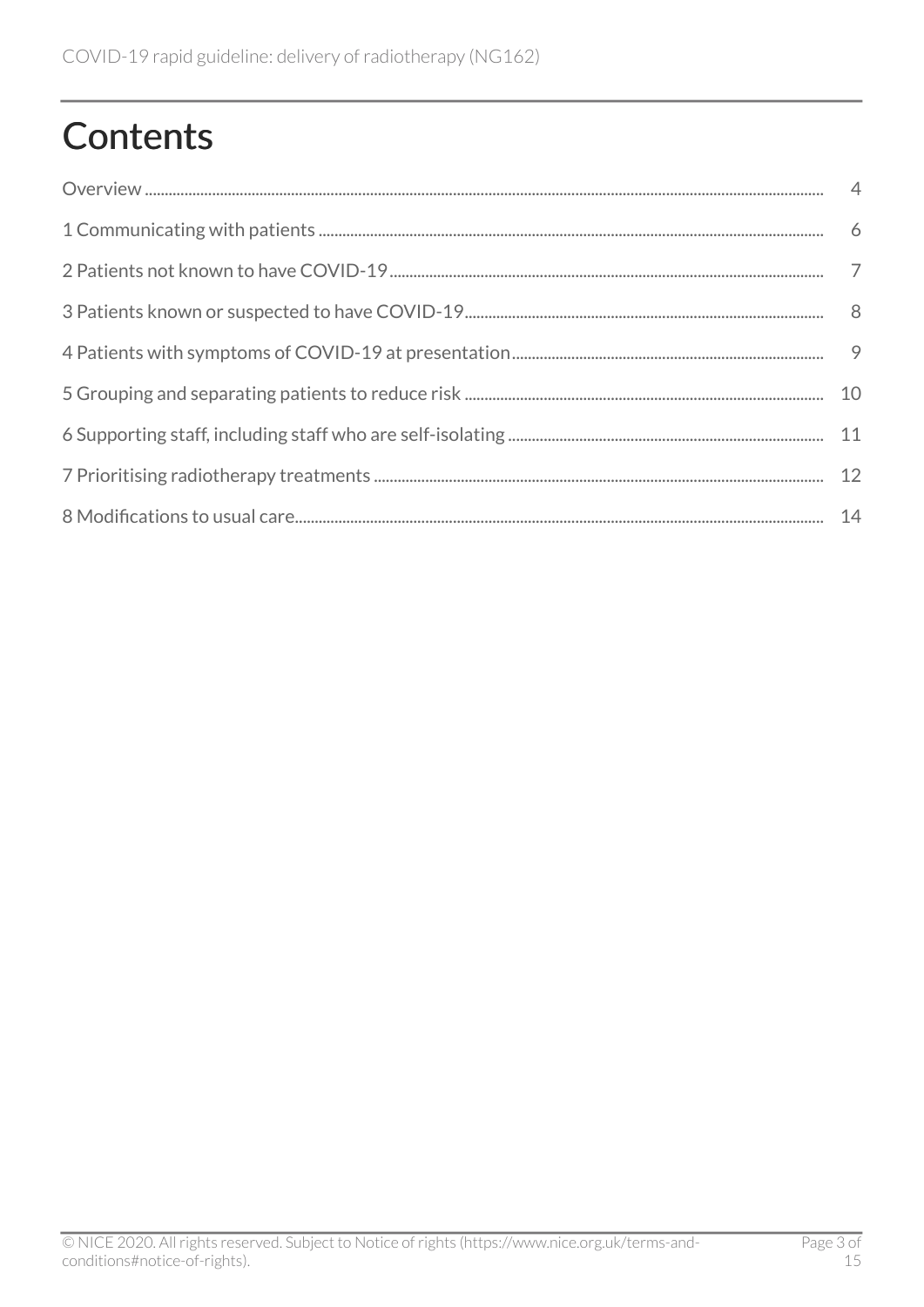# Contents

| | |
|---|---|
| Overview | 4 |
| 1 Communicating with patients | 6 |
| 2 Patients not known to have COVID-19 | 7 |
| 3 Patients known or suspected to have COVID-19 | 8 |
| 4 Patients with symptoms of COVID-19 at presentation | 9 |
| 5 Grouping and separating patients to reduce risk | 10 |
| 6 Supporting staff, including staff who are self-isolating | 11 |
| 7 Prioritising radiotherapy treatments | 12 |
| 8 Modifications to usual care | 14 |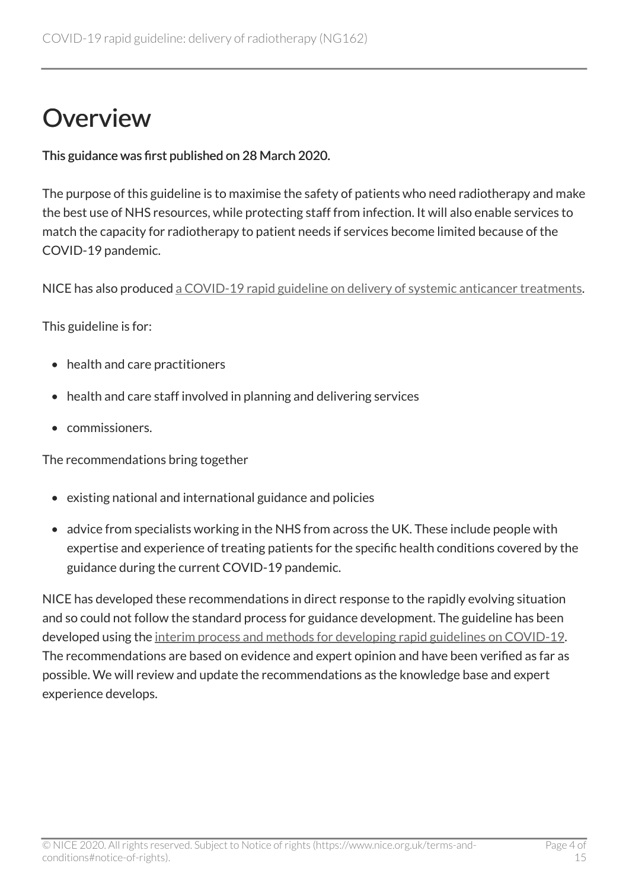# Overview

**This guidance was first published on 28 March 2020.**

The purpose of this guideline is to maximise the safety of patients who need radiotherapy and make the best use of NHS resources, while protecting staff from infection. It will also enable services to match the capacity for radiotherapy to patient needs if services become limited because of the COVID-19 pandemic.

NICE has also produced a COVID-19 rapid guideline on delivery of systemic anticancer treatments.

This guideline is for:

- health and care practitioners
- health and care staff involved in planning and delivering services
- commissioners.

The recommendations bring together

- existing national and international guidance and policies
- advice from specialists working in the NHS from across the UK. These include people with expertise and experience of treating patients for the specific health conditions covered by the guidance during the current COVID-19 pandemic.

NICE has developed these recommendations in direct response to the rapidly evolving situation and so could not follow the standard process for guidance development. The guideline has been developed using the interim process and methods for developing rapid guidelines on COVID-19. The recommendations are based on evidence and expert opinion and have been verified as far as possible. We will review and update the recommendations as the knowledge base and expert experience develops.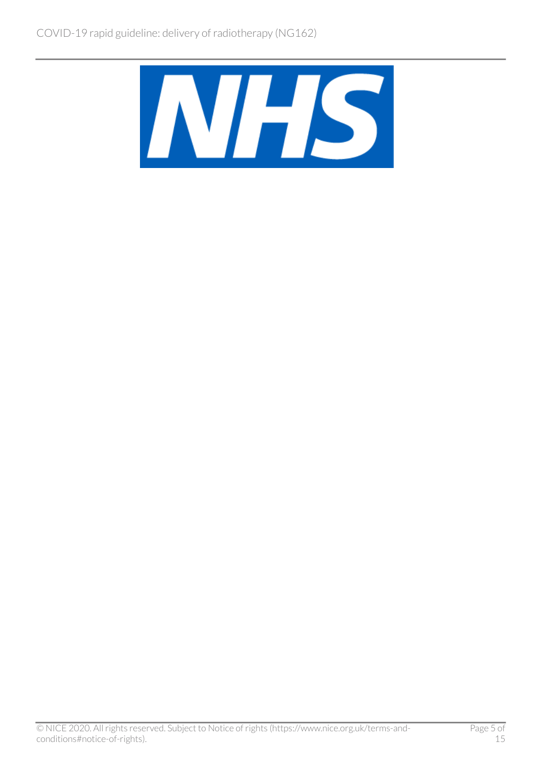NHS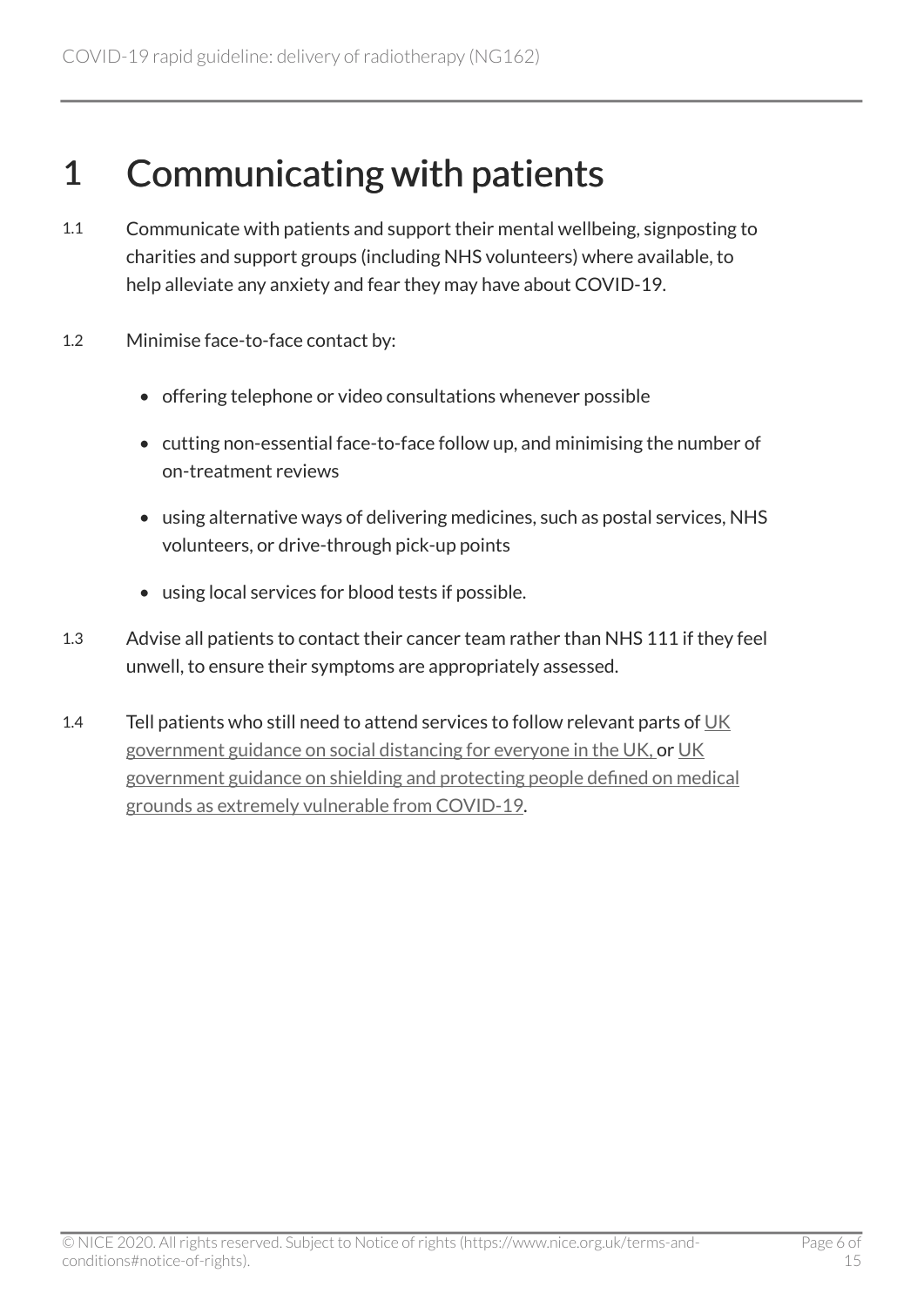# 1 Communicating with patients

1.1 Communicate with patients and support their mental wellbeing, signposting to charities and support groups (including NHS volunteers) where available, to help alleviate any anxiety and fear they may have about COVID-19.

1.2 Minimise face-to-face contact by:

- offering telephone or video consultations whenever possible
- cutting non-essential face-to-face follow up, and minimising the number of on-treatment reviews
- using alternative ways of delivering medicines, such as postal services, NHS volunteers, or drive-through pick-up points
- using local services for blood tests if possible.

1.3 Advise all patients to contact their cancer team rather than NHS 111 if they feel unwell, to ensure their symptoms are appropriately assessed.

1.4 Tell patients who still need to attend services to follow relevant parts of UK government guidance on social distancing for everyone in the UK, or UK government guidance on shielding and protecting people defined on medical grounds as extremely vulnerable from COVID-19.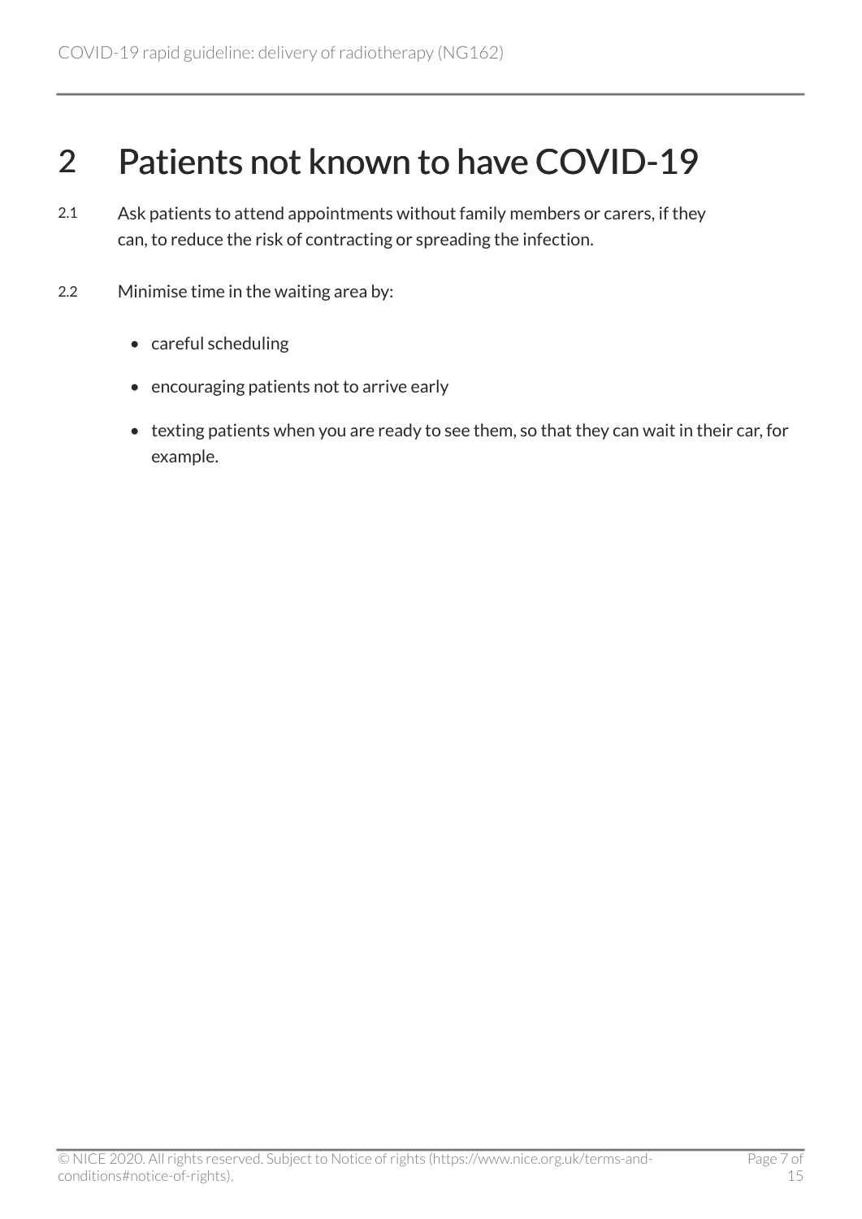# 2 Patients not known to have COVID-19

2.1 Ask patients to attend appointments without family members or carers, if they can, to reduce the risk of contracting or spreading the infection.

2.2 Minimise time in the waiting area by:

- careful scheduling
- encouraging patients not to arrive early
- texting patients when you are ready to see them, so that they can wait in their car, for example.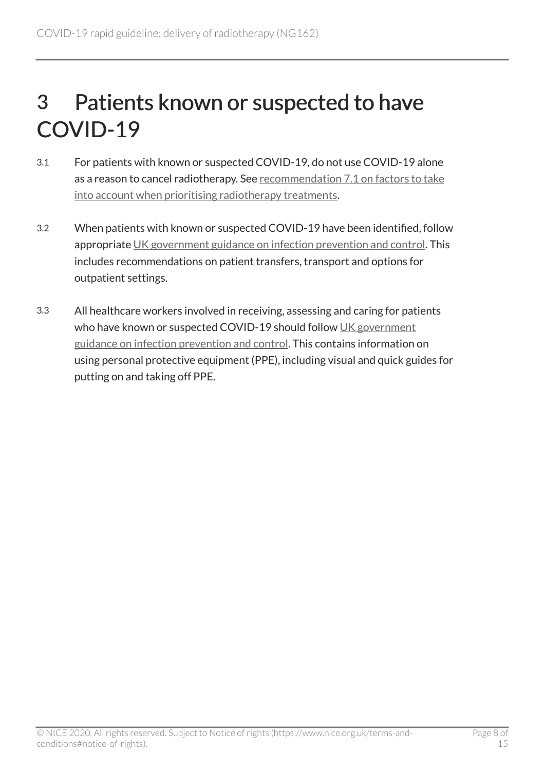# 3 Patients known or suspected to have COVID-19

3.1 For patients with known or suspected COVID-19, do not use COVID-19 alone as a reason to cancel radiotherapy. See recommendation 7.1 on factors to take into account when prioritising radiotherapy treatments.

3.2 When patients with known or suspected COVID-19 have been identified, follow appropriate UK government guidance on infection prevention and control. This includes recommendations on patient transfers, transport and options for outpatient settings.

3.3 All healthcare workers involved in receiving, assessing and caring for patients who have known or suspected COVID-19 should follow UK government guidance on infection prevention and control. This contains information on using personal protective equipment (PPE), including visual and quick guides for putting on and taking off PPE.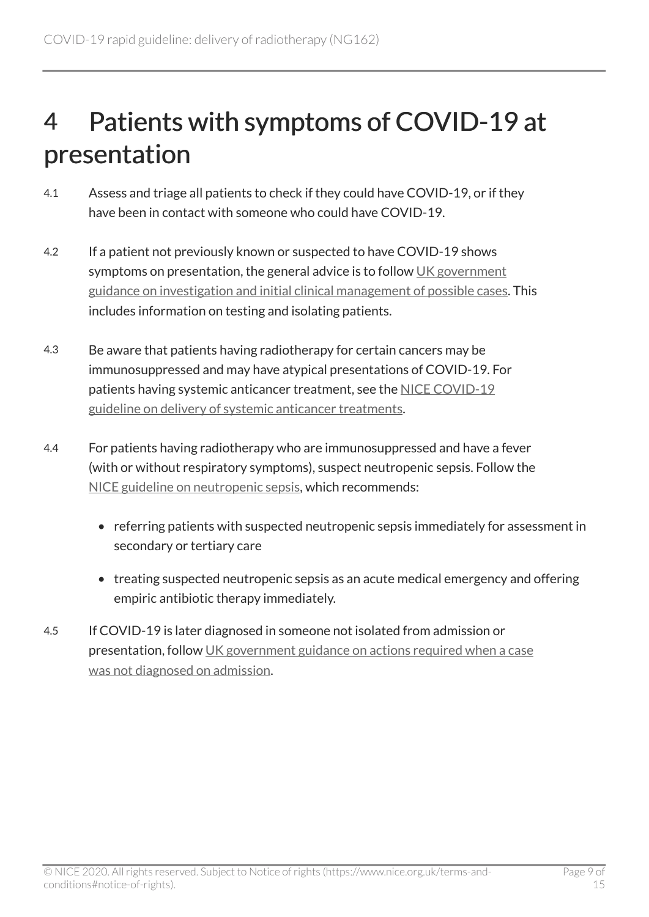# 4 Patients with symptoms of COVID-19 at presentation

4.1 Assess and triage all patients to check if they could have COVID-19, or if they have been in contact with someone who could have COVID-19.

4.2 If a patient not previously known or suspected to have COVID-19 shows symptoms on presentation, the general advice is to follow UK government guidance on investigation and initial clinical management of possible cases. This includes information on testing and isolating patients.

4.3 Be aware that patients having radiotherapy for certain cancers may be immunosuppressed and may have atypical presentations of COVID-19. For patients having systemic anticancer treatment, see the NICE COVID-19 guideline on delivery of systemic anticancer treatments.

4.4 For patients having radiotherapy who are immunosuppressed and have a fever (with or without respiratory symptoms), suspect neutropenic sepsis. Follow the NICE guideline on neutropenic sepsis, which recommends:

- referring patients with suspected neutropenic sepsis immediately for assessment in secondary or tertiary care
- treating suspected neutropenic sepsis as an acute medical emergency and offering empiric antibiotic therapy immediately.

4.5 If COVID-19 is later diagnosed in someone not isolated from admission or presentation, follow UK government guidance on actions required when a case was not diagnosed on admission.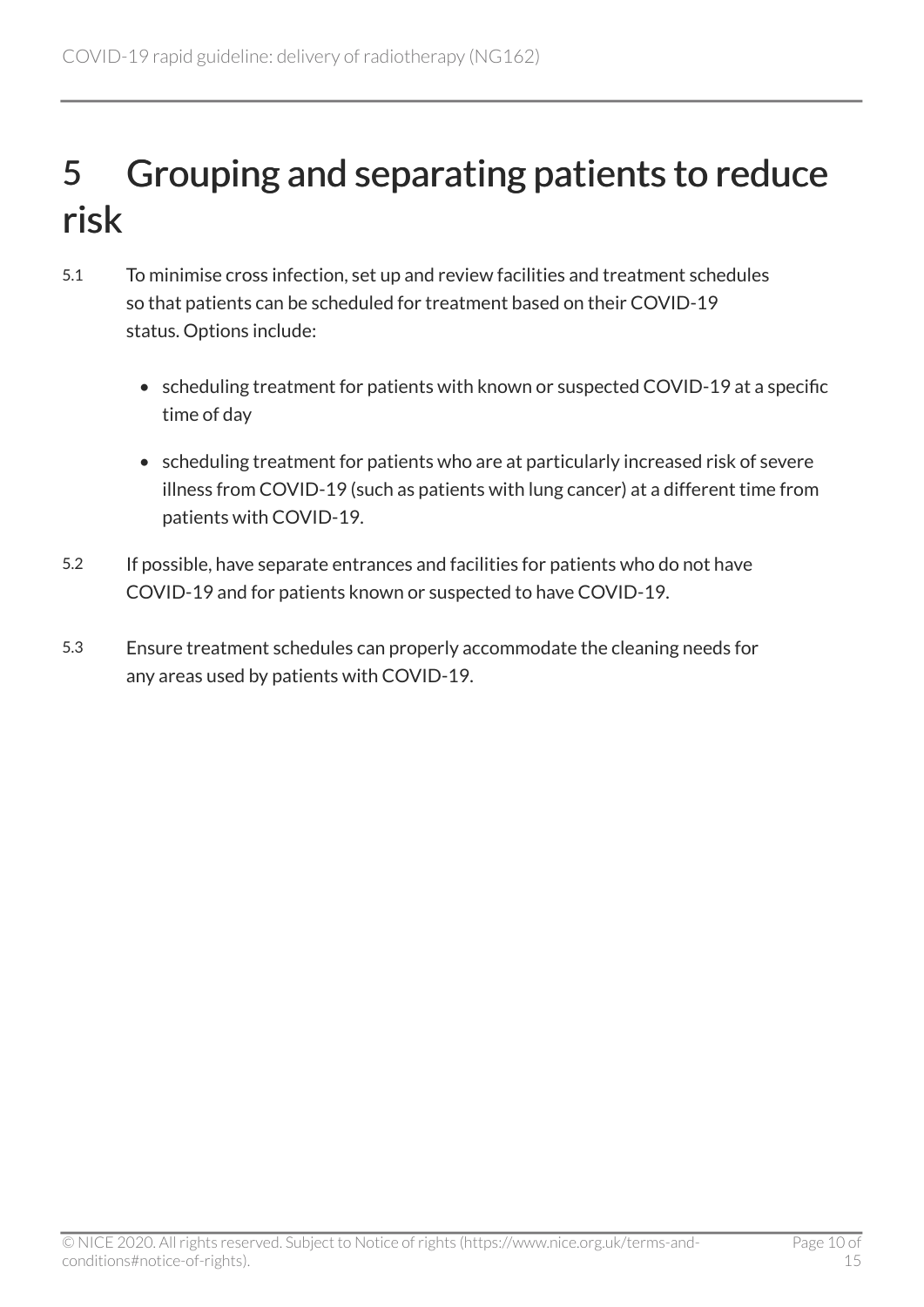# 5 Grouping and separating patients to reduce risk

5.1 To minimise cross infection, set up and review facilities and treatment schedules so that patients can be scheduled for treatment based on their COVID-19 status. Options include:

- scheduling treatment for patients with known or suspected COVID-19 at a specific time of day
- scheduling treatment for patients who are at particularly increased risk of severe illness from COVID-19 (such as patients with lung cancer) at a different time from patients with COVID-19.

5.2 If possible, have separate entrances and facilities for patients who do not have COVID-19 and for patients known or suspected to have COVID-19.

5.3 Ensure treatment schedules can properly accommodate the cleaning needs for any areas used by patients with COVID-19.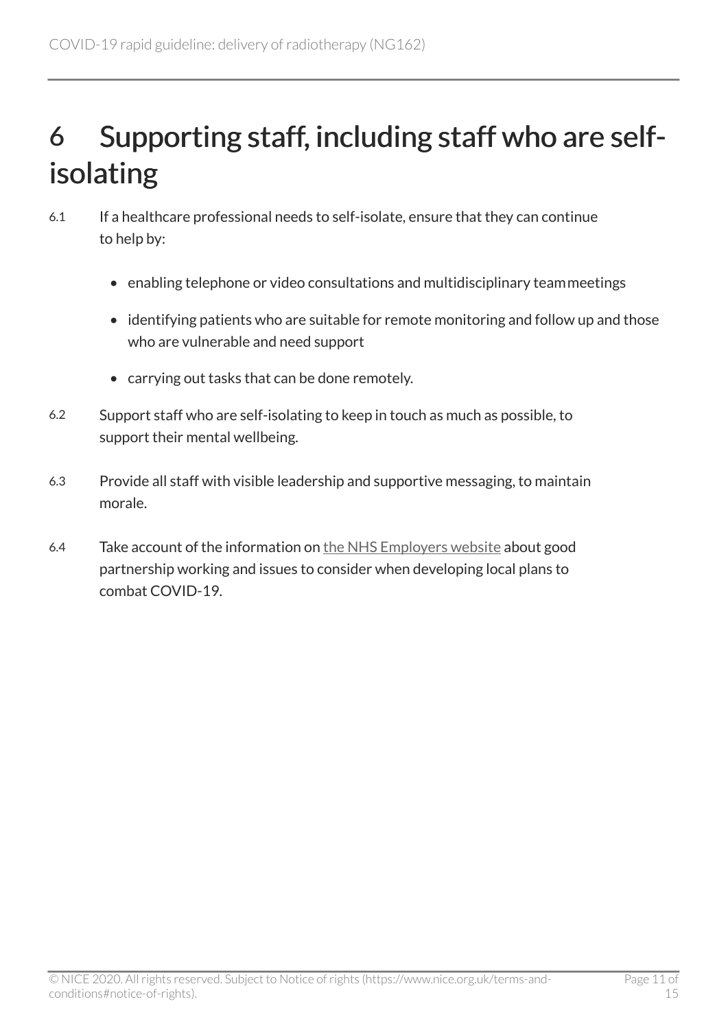# 6 Supporting staff, including staff who are self-isolating

6.1 If a healthcare professional needs to self-isolate, ensure that they can continue to help by:

- enabling telephone or video consultations and multidisciplinary team meetings
- identifying patients who are suitable for remote monitoring and follow up and those who are vulnerable and need support
- carrying out tasks that can be done remotely.

6.2 Support staff who are self-isolating to keep in touch as much as possible, to support their mental wellbeing.

6.3 Provide all staff with visible leadership and supportive messaging, to maintain morale.

6.4 Take account of the information on the NHS Employers website about good partnership working and issues to consider when developing local plans to combat COVID-19.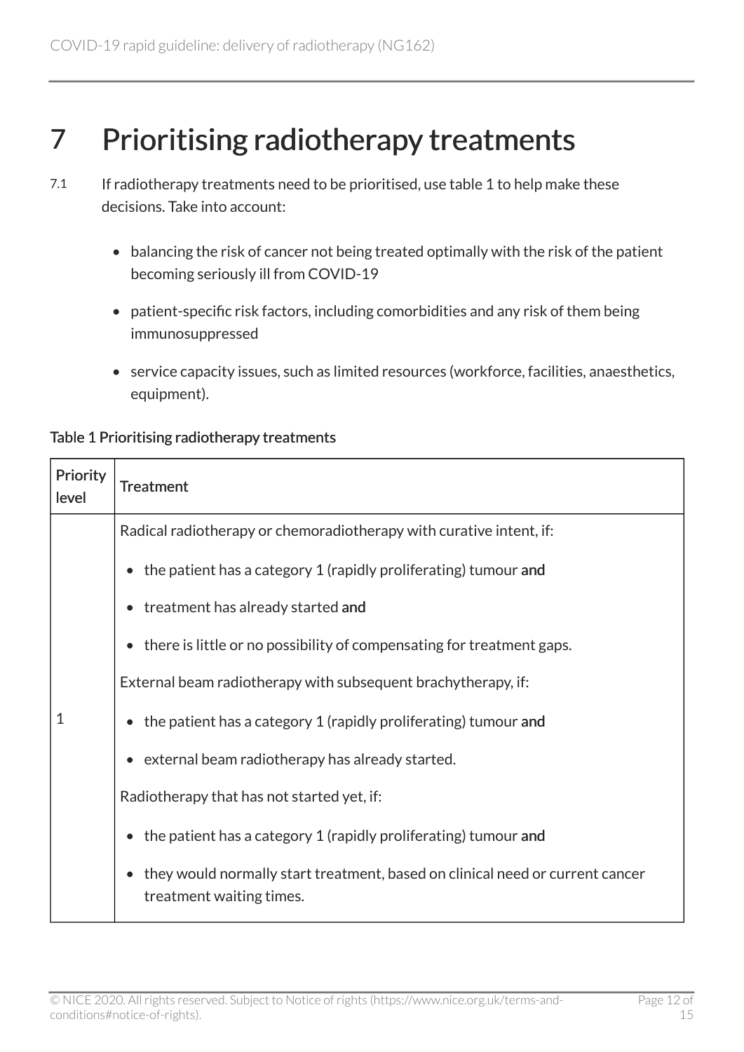# 7 Prioritising radiotherapy treatments

7.1 If radiotherapy treatments need to be prioritised, use table 1 to help make these decisions. Take into account:

- balancing the risk of cancer not being treated optimally with the risk of the patient becoming seriously ill from COVID-19
- patient-specific risk factors, including comorbidities and any risk of them being immunosuppressed
- service capacity issues, such as limited resources (workforce, facilities, anaesthetics, equipment).

**Table 1 Prioritising radiotherapy treatments**

| Priority level | Treatment |
|---|---|
| 1 | Radical radiotherapy or chemoradiotherapy with curative intent, if:<br>• the patient has a category 1 (rapidly proliferating) tumour **and**<br>• treatment has already started **and**<br>• there is little or no possibility of compensating for treatment gaps.<br>External beam radiotherapy with subsequent brachytherapy, if:<br>• the patient has a category 1 (rapidly proliferating) tumour **and**<br>• external beam radiotherapy has already started.<br>Radiotherapy that has not started yet, if:<br>• the patient has a category 1 (rapidly proliferating) tumour **and**<br>• they would normally start treatment, based on clinical need or current cancer treatment waiting times. |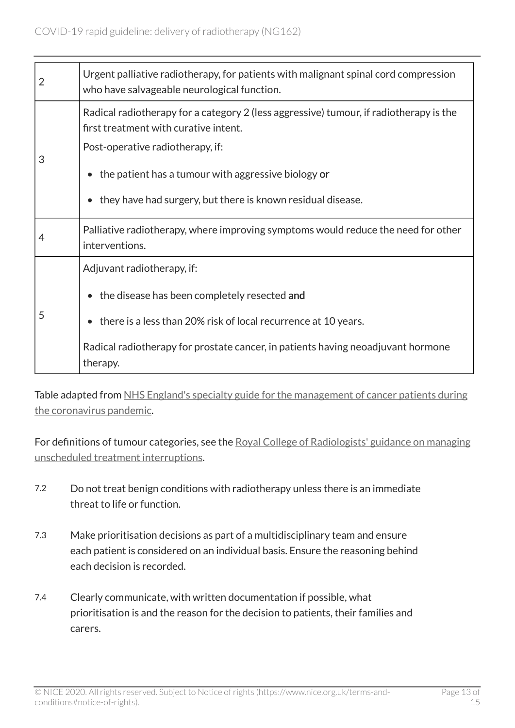| | |
|---|---|
| 2 | Urgent palliative radiotherapy, for patients with malignant spinal cord compression who have salvageable neurological function. |
| 3 | Radical radiotherapy for a category 2 (less aggressive) tumour, if radiotherapy is the first treatment with curative intent.<br>Post-operative radiotherapy, if:<br>• the patient has a tumour with aggressive biology **or**<br>• they have had surgery, but there is known residual disease. |
| 4 | Palliative radiotherapy, where improving symptoms would reduce the need for other interventions. |
| 5 | Adjuvant radiotherapy, if:<br>• the disease has been completely resected **and**<br>• there is a less than 20% risk of local recurrence at 10 years.<br>Radical radiotherapy for prostate cancer, in patients having neoadjuvant hormone therapy. |

Table adapted from NHS England's specialty guide for the management of cancer patients during the coronavirus pandemic.

For definitions of tumour categories, see the Royal College of Radiologists' guidance on managing unscheduled treatment interruptions.

7.2 Do not treat benign conditions with radiotherapy unless there is an immediate threat to life or function.

7.3 Make prioritisation decisions as part of a multidisciplinary team and ensure each patient is considered on an individual basis. Ensure the reasoning behind each decision is recorded.

7.4 Clearly communicate, with written documentation if possible, what prioritisation is and the reason for the decision to patients, their families and carers.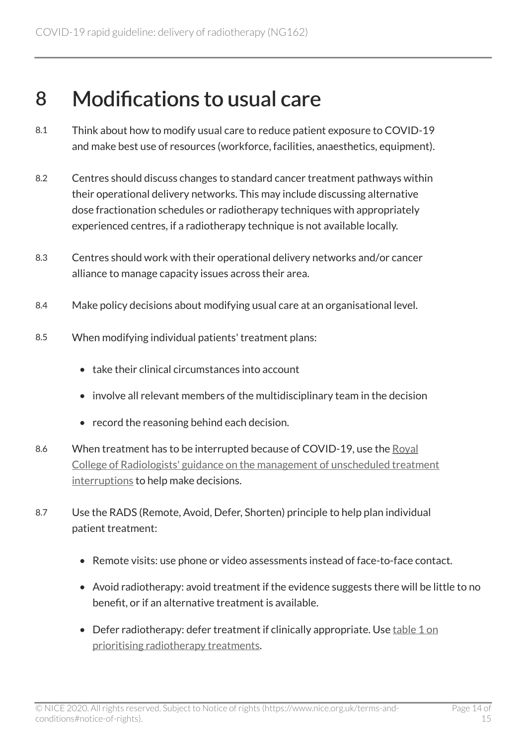# 8 Modifications to usual care

8.1 Think about how to modify usual care to reduce patient exposure to COVID-19 and make best use of resources (workforce, facilities, anaesthetics, equipment).

8.2 Centres should discuss changes to standard cancer treatment pathways within their operational delivery networks. This may include discussing alternative dose fractionation schedules or radiotherapy techniques with appropriately experienced centres, if a radiotherapy technique is not available locally.

8.3 Centres should work with their operational delivery networks and/or cancer alliance to manage capacity issues across their area.

8.4 Make policy decisions about modifying usual care at an organisational level.

8.5 When modifying individual patients' treatment plans:

- take their clinical circumstances into account
- involve all relevant members of the multidisciplinary team in the decision
- record the reasoning behind each decision.

8.6 When treatment has to be interrupted because of COVID-19, use the Royal College of Radiologists' guidance on the management of unscheduled treatment interruptions to help make decisions.

8.7 Use the RADS (Remote, Avoid, Defer, Shorten) principle to help plan individual patient treatment:

- Remote visits: use phone or video assessments instead of face-to-face contact.
- Avoid radiotherapy: avoid treatment if the evidence suggests there will be little to no benefit, or if an alternative treatment is available.
- Defer radiotherapy: defer treatment if clinically appropriate. Use table 1 on prioritising radiotherapy treatments.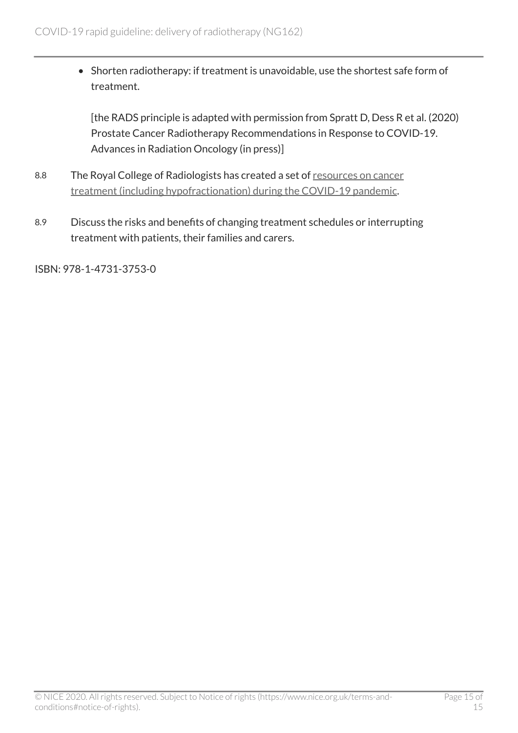- Shorten radiotherapy: if treatment is unavoidable, use the shortest safe form of treatment.

  [the RADS principle is adapted with permission from Spratt D, Dess R et al. (2020) Prostate Cancer Radiotherapy Recommendations in Response to COVID-19. Advances in Radiation Oncology (in press)]

8.8 The Royal College of Radiologists has created a set of resources on cancer treatment (including hypofractionation) during the COVID-19 pandemic.

8.9 Discuss the risks and benefits of changing treatment schedules or interrupting treatment with patients, their families and carers.

ISBN: 978-1-4731-3753-0